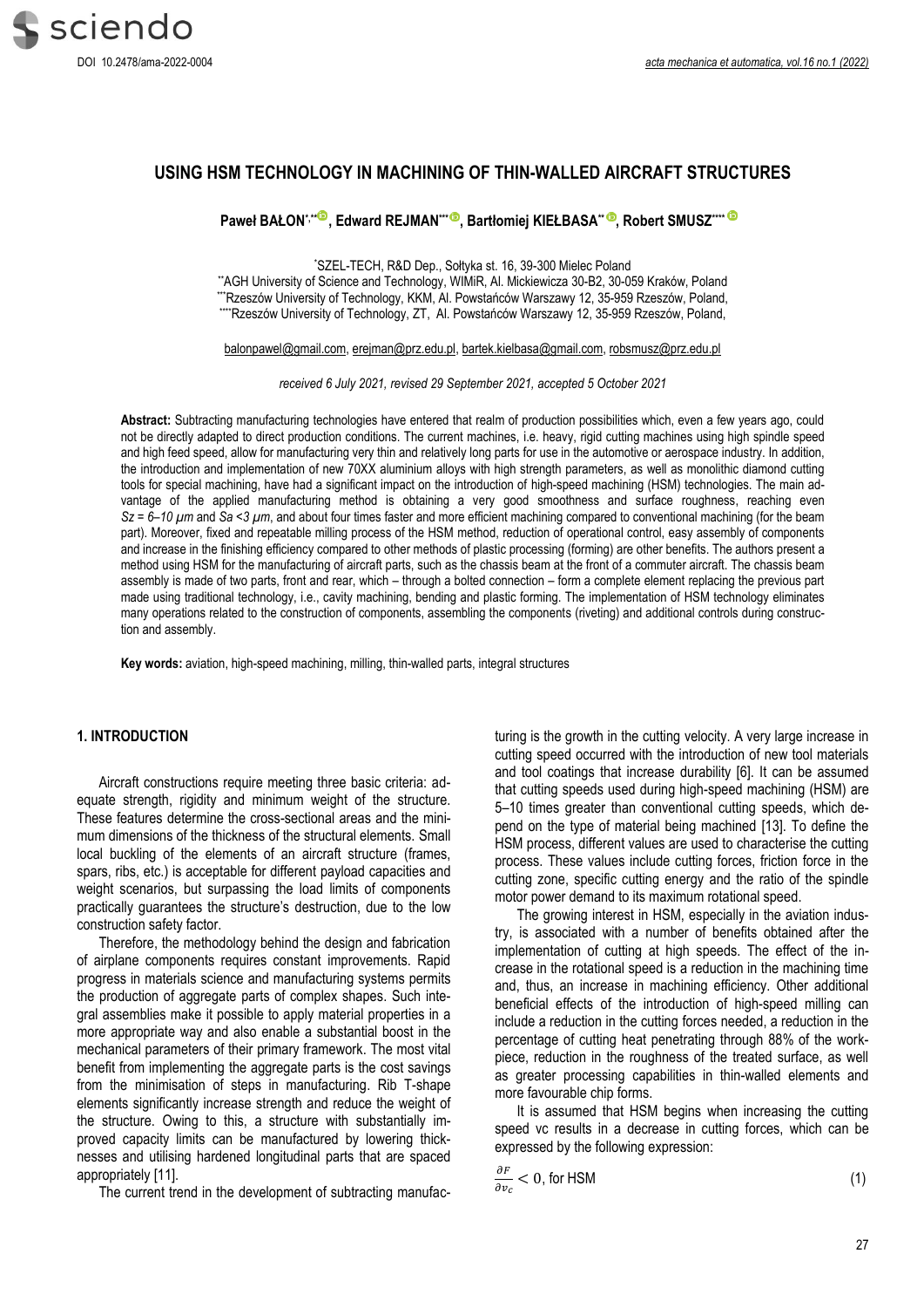# USING HSM TECHNOLOGY IN MACHINING OF THIN-WALLED AIRCRAFT STRUCTURES

**Paweł BAŁON[*,**], Edward REJMAN[***], Bartłomiej KIEŁBASA[**], Robert SMUSZ[****]**

[*]SZEL-TECH, R&D Dep., Sołtyka st. 16, 39-300 Mielec Poland
[**]AGH University of Science and Technology, WIMiR, Al. Mickiewicza 30-B2, 30-059 Kraków, Poland
[***]Rzeszów University of Technology, KKM, Al. Powstańców Warszawy 12, 35-959 Rzeszów, Poland,
[****]Rzeszów University of Technology, ZT, Al. Powstańców Warszawy 12, 35-959 Rzeszów, Poland,

balonpawel@gmail.com, erejman@prz.edu.pl, bartek.kielbasa@gmail.com, robsmusz@prz.edu.pl

*received 6 July 2021, revised 29 September 2021, accepted 5 October 2021*

**Abstract:** Subtracting manufacturing technologies have entered that realm of production possibilities which, even a few years ago, could not be directly adapted to direct production conditions. The current machines, i.e. heavy, rigid cutting machines using high spindle speed and high feed speed, allow for manufacturing very thin and relatively long parts for use in the automotive or aerospace industry. In addition, the introduction and implementation of new 70XX aluminium alloys with high strength parameters, as well as monolithic diamond cutting tools for special machining, have had a significant impact on the introduction of high-speed machining (HSM) technologies. The main advantage of the applied manufacturing method is obtaining a very good smoothness and surface roughness, reaching even *Sz = 6–10 μm* and *Sa <3 μm*, and about four times faster and more efficient machining compared to conventional machining (for the beam part). Moreover, fixed and repeatable milling process of the HSM method, reduction of operational control, easy assembly of components and increase in the finishing efficiency compared to other methods of plastic processing (forming) are other benefits. The authors present a method using HSM for the manufacturing of aircraft parts, such as the chassis beam at the front of a commuter aircraft. The chassis beam assembly is made of two parts, front and rear, which – through a bolted connection – form a complete element replacing the previous part made using traditional technology, i.e., cavity machining, bending and plastic forming. The implementation of HSM technology eliminates many operations related to the construction of components, assembling the components (riveting) and additional controls during construction and assembly.

**Key words:** aviation, high-speed machining, milling, thin-walled parts, integral structures

## 1. INTRODUCTION

Aircraft constructions require meeting three basic criteria: adequate strength, rigidity and minimum weight of the structure. These features determine the cross-sectional areas and the minimum dimensions of the thickness of the structural elements. Small local buckling of the elements of an aircraft structure (frames, spars, ribs, etc.) is acceptable for different payload capacities and weight scenarios, but surpassing the load limits of components practically guarantees the structure's destruction, due to the low construction safety factor.

Therefore, the methodology behind the design and fabrication of airplane components requires constant improvements. Rapid progress in materials science and manufacturing systems permits the production of aggregate parts of complex shapes. Such integral assemblies make it possible to apply material properties in a more appropriate way and also enable a substantial boost in the mechanical parameters of their primary framework. The most vital benefit from implementing the aggregate parts is the cost savings from the minimisation of steps in manufacturing. Rib T-shape elements significantly increase strength and reduce the weight of the structure. Owing to this, a structure with substantially improved capacity limits can be manufactured by lowering thicknesses and utilising hardened longitudinal parts that are spaced appropriately [11].

The current trend in the development of subtracting manufacturing is the growth in the cutting velocity. A very large increase in cutting speed occurred with the introduction of new tool materials and tool coatings that increase durability [6]. It can be assumed that cutting speeds used during high-speed machining (HSM) are 5–10 times greater than conventional cutting speeds, which depend on the type of material being machined [13]. To define the HSM process, different values are used to characterise the cutting process. These values include cutting forces, friction force in the cutting zone, specific cutting energy and the ratio of the spindle motor power demand to its maximum rotational speed.

The growing interest in HSM, especially in the aviation industry, is associated with a number of benefits obtained after the implementation of cutting at high speeds. The effect of the increase in the rotational speed is a reduction in the machining time and, thus, an increase in machining efficiency. Other additional beneficial effects of the introduction of high-speed milling can include a reduction in the cutting forces needed, a reduction in the percentage of cutting heat penetrating through 88% of the workpiece, reduction in the roughness of the treated surface, as well as greater processing capabilities in thin-walled elements and more favourable chip forms.

It is assumed that HSM begins when increasing the cutting speed vc results in a decrease in cutting forces, which can be expressed by the following expression:

$$\frac{\partial F}{\partial v_c} < 0, \text{ for HSM} \tag{1}$$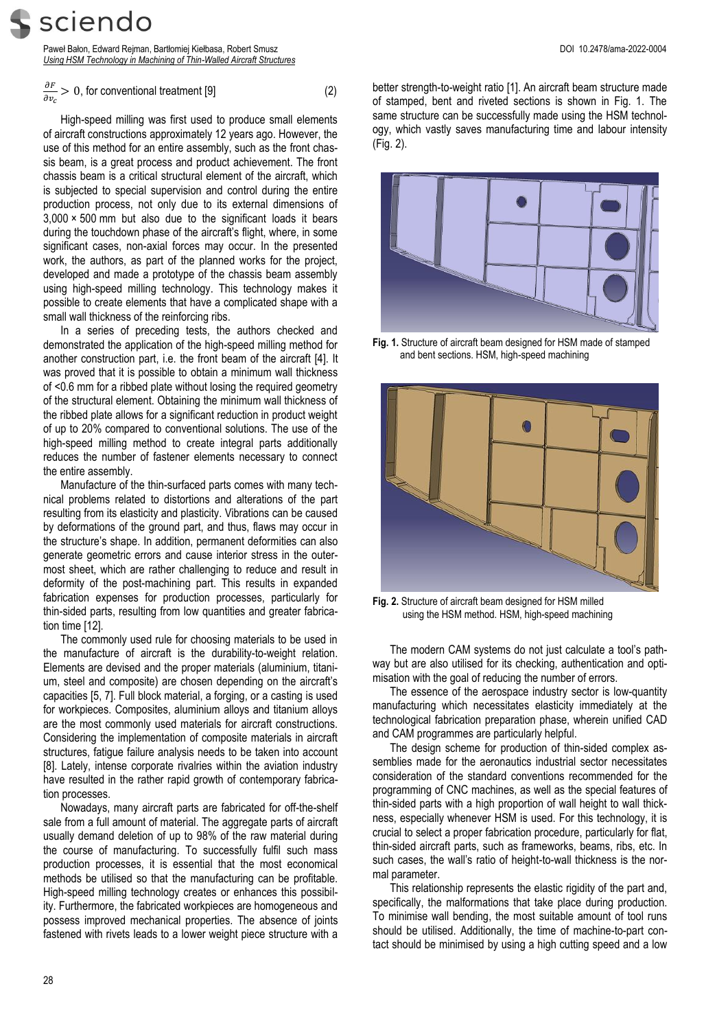$\frac{\partial F}{\partial v_c} > 0$, for conventional treatment [9] (2)

High-speed milling was first used to produce small elements of aircraft constructions approximately 12 years ago. However, the use of this method for an entire assembly, such as the front chassis beam, is a great process and product achievement. The front chassis beam is a critical structural element of the aircraft, which is subjected to special supervision and control during the entire production process, not only due to its external dimensions of 3,000 × 500 mm but also due to the significant loads it bears during the touchdown phase of the aircraft's flight, where, in some significant cases, non-axial forces may occur. In the presented work, the authors, as part of the planned works for the project, developed and made a prototype of the chassis beam assembly using high-speed milling technology. This technology makes it possible to create elements that have a complicated shape with a small wall thickness of the reinforcing ribs.

In a series of preceding tests, the authors checked and demonstrated the application of the high-speed milling method for another construction part, i.e. the front beam of the aircraft [4]. It was proved that it is possible to obtain a minimum wall thickness of <0.6 mm for a ribbed plate without losing the required geometry of the structural element. Obtaining the minimum wall thickness of the ribbed plate allows for a significant reduction in product weight of up to 20% compared to conventional solutions. The use of the high-speed milling method to create integral parts additionally reduces the number of fastener elements necessary to connect the entire assembly.

Manufacture of the thin-surfaced parts comes with many technical problems related to distortions and alterations of the part resulting from its elasticity and plasticity. Vibrations can be caused by deformations of the ground part, and thus, flaws may occur in the structure's shape. In addition, permanent deformities can also generate geometric errors and cause interior stress in the outermost sheet, which are rather challenging to reduce and result in deformity of the post-machining part. This results in expanded fabrication expenses for production processes, particularly for thin-sided parts, resulting from low quantities and greater fabrication time [12].

The commonly used rule for choosing materials to be used in the manufacture of aircraft is the durability-to-weight relation. Elements are devised and the proper materials (aluminium, titanium, steel and composite) are chosen depending on the aircraft's capacities [5, 7]. Full block material, a forging, or a casting is used for workpieces. Composites, aluminium alloys and titanium alloys are the most commonly used materials for aircraft constructions. Considering the implementation of composite materials in aircraft structures, fatigue failure analysis needs to be taken into account [8]. Lately, intense corporate rivalries within the aviation industry have resulted in the rather rapid growth of contemporary fabrication processes.

Nowadays, many aircraft parts are fabricated for off-the-shelf sale from a full amount of material. The aggregate parts of aircraft usually demand deletion of up to 98% of the raw material during the course of manufacturing. To successfully fulfil such mass production processes, it is essential that the most economical methods be utilised so that the manufacturing can be profitable. High-speed milling technology creates or enhances this possibility. Furthermore, the fabricated workpieces are homogeneous and possess improved mechanical properties. The absence of joints fastened with rivets leads to a lower weight piece structure with a better strength-to-weight ratio [1]. An aircraft beam structure made of stamped, bent and riveted sections is shown in Fig. 1. The same structure can be successfully made using the HSM technology, which vastly saves manufacturing time and labour intensity (Fig. 2).

**Fig. 1.** Structure of aircraft beam designed for HSM made of stamped and bent sections. HSM, high-speed machining

**Fig. 2.** Structure of aircraft beam designed for HSM milled using the HSM method. HSM, high-speed machining

The modern CAM systems do not just calculate a tool's pathway but are also utilised for its checking, authentication and optimisation with the goal of reducing the number of errors.

The essence of the aerospace industry sector is low-quantity manufacturing which necessitates elasticity immediately at the technological fabrication preparation phase, wherein unified CAD and CAM programmes are particularly helpful.

The design scheme for production of thin-sided complex assemblies made for the aeronautics industrial sector necessitates consideration of the standard conventions recommended for the programming of CNC machines, as well as the special features of thin-sided parts with a high proportion of wall height to wall thickness, especially whenever HSM is used. For this technology, it is crucial to select a proper fabrication procedure, particularly for flat, thin-sided aircraft parts, such as frameworks, beams, ribs, etc. In such cases, the wall's ratio of height-to-wall thickness is the normal parameter.

This relationship represents the elastic rigidity of the part and, specifically, the malformations that take place during production. To minimise wall bending, the most suitable amount of tool runs should be utilised. Additionally, the time of machine-to-part contact should be minimised by using a high cutting speed and a low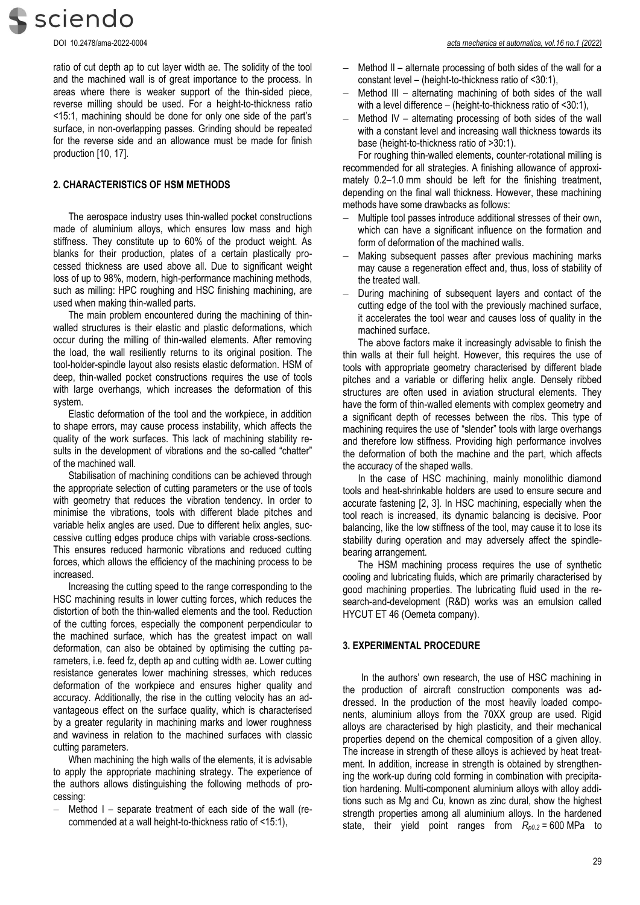ratio of cut depth ap to cut layer width ae. The solidity of the tool and the machined wall is of great importance to the process. In areas where there is weaker support of the thin-sided piece, reverse milling should be used. For a height-to-thickness ratio <15:1, machining should be done for only one side of the part's surface, in non-overlapping passes. Grinding should be repeated for the reverse side and an allowance must be made for finish production [10, 17].

## 2. CHARACTERISTICS OF HSM METHODS

The aerospace industry uses thin-walled pocket constructions made of aluminium alloys, which ensures low mass and high stiffness. They constitute up to 60% of the product weight. As blanks for their production, plates of a certain plastically processed thickness are used above all. Due to significant weight loss of up to 98%, modern, high-performance machining methods, such as milling: HPC roughing and HSC finishing machining, are used when making thin-walled parts.

The main problem encountered during the machining of thin-walled structures is their elastic and plastic deformations, which occur during the milling of thin-walled elements. After removing the load, the wall resiliently returns to its original position. The tool-holder-spindle layout also resists elastic deformation. HSM of deep, thin-walled pocket constructions requires the use of tools with large overhangs, which increases the deformation of this system.

Elastic deformation of the tool and the workpiece, in addition to shape errors, may cause process instability, which affects the quality of the work surfaces. This lack of machining stability results in the development of vibrations and the so-called "chatter" of the machined wall.

Stabilisation of machining conditions can be achieved through the appropriate selection of cutting parameters or the use of tools with geometry that reduces the vibration tendency. In order to minimise the vibrations, tools with different blade pitches and variable helix angles are used. Due to different helix angles, successive cutting edges produce chips with variable cross-sections. This ensures reduced harmonic vibrations and reduced cutting forces, which allows the efficiency of the machining process to be increased.

Increasing the cutting speed to the range corresponding to the HSC machining results in lower cutting forces, which reduces the distortion of both the thin-walled elements and the tool. Reduction of the cutting forces, especially the component perpendicular to the machined surface, which has the greatest impact on wall deformation, can also be obtained by optimising the cutting parameters, i.e. feed fz, depth ap and cutting width ae. Lower cutting resistance generates lower machining stresses, which reduces deformation of the workpiece and ensures higher quality and accuracy. Additionally, the rise in the cutting velocity has an advantageous effect on the surface quality, which is characterised by a greater regularity in machining marks and lower roughness and waviness in relation to the machined surfaces with classic cutting parameters.

When machining the high walls of the elements, it is advisable to apply the appropriate machining strategy. The experience of the authors allows distinguishing the following methods of processing:

- Method I – separate treatment of each side of the wall (recommended at a wall height-to-thickness ratio of <15:1),
- Method II – alternate processing of both sides of the wall for a constant level – (height-to-thickness ratio of <30:1),
- Method III – alternating machining of both sides of the wall with a level difference – (height-to-thickness ratio of <30:1),
- Method IV – alternating processing of both sides of the wall with a constant level and increasing wall thickness towards its base (height-to-thickness ratio of >30:1).

For roughing thin-walled elements, counter-rotational milling is recommended for all strategies. A finishing allowance of approximately 0.2–1.0 mm should be left for the finishing treatment, depending on the final wall thickness. However, these machining methods have some drawbacks as follows:

- Multiple tool passes introduce additional stresses of their own, which can have a significant influence on the formation and form of deformation of the machined walls.
- Making subsequent passes after previous machining marks may cause a regeneration effect and, thus, loss of stability of the treated wall.
- During machining of subsequent layers and contact of the cutting edge of the tool with the previously machined surface, it accelerates the tool wear and causes loss of quality in the machined surface.

The above factors make it increasingly advisable to finish the thin walls at their full height. However, this requires the use of tools with appropriate geometry characterised by different blade pitches and a variable or differing helix angle. Densely ribbed structures are often used in aviation structural elements. They have the form of thin-walled elements with complex geometry and a significant depth of recesses between the ribs. This type of machining requires the use of "slender" tools with large overhangs and therefore low stiffness. Providing high performance involves the deformation of both the machine and the part, which affects the accuracy of the shaped walls.

In the case of HSC machining, mainly monolithic diamond tools and heat-shrinkable holders are used to ensure secure and accurate fastening [2, 3]. In HSC machining, especially when the tool reach is increased, its dynamic balancing is decisive. Poor balancing, like the low stiffness of the tool, may cause it to lose its stability during operation and may adversely affect the spindle-bearing arrangement.

The HSM machining process requires the use of synthetic cooling and lubricating fluids, which are primarily characterised by good machining properties. The lubricating fluid used in the research-and-development (R&D) works was an emulsion called HYCUT ET 46 (Oemeta company).

## 3. EXPERIMENTAL PROCEDURE

In the authors' own research, the use of HSC machining in the production of aircraft construction components was addressed. In the production of the most heavily loaded components, aluminium alloys from the 70XX group are used. Rigid alloys are characterised by high plasticity, and their mechanical properties depend on the chemical composition of a given alloy. The increase in strength of these alloys is achieved by heat treatment. In addition, increase in strength is obtained by strengthening the work-up during cold forming in combination with precipitation hardening. Multi-component aluminium alloys with alloy additions such as Mg and Cu, known as zinc dural, show the highest strength properties among all aluminium alloys. In the hardened state, their yield point ranges from $R_{p0.2}$ = 600 MPa to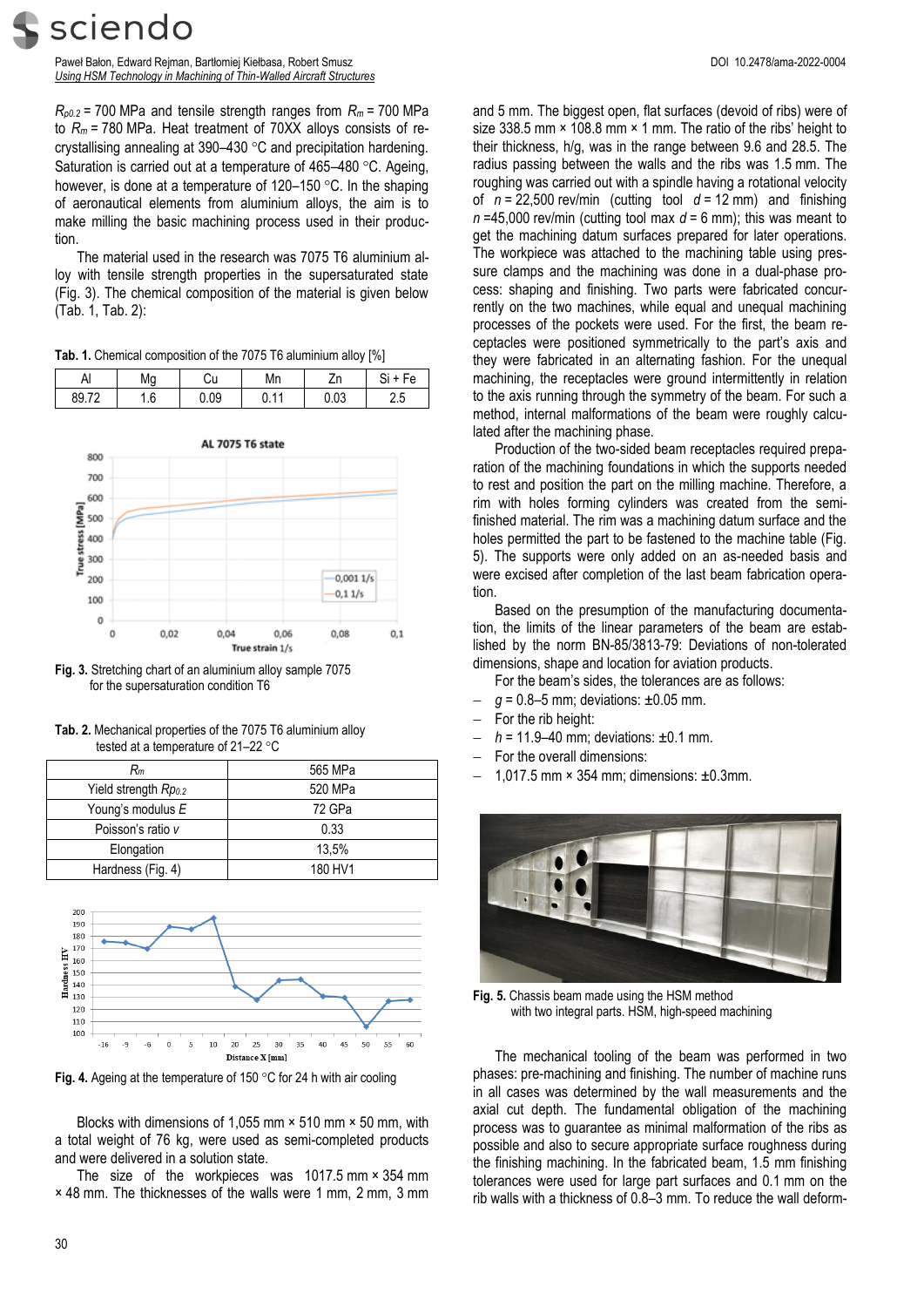$R_{p0.2}$ = 700 MPa and tensile strength ranges from $R_m$ = 700 MPa to $R_m$ = 780 MPa. Heat treatment of 70XX alloys consists of recrystallising annealing at 390–430 °C and precipitation hardening. Saturation is carried out at a temperature of 465–480 °C. Ageing, however, is done at a temperature of 120–150 °C. In the shaping of aeronautical elements from aluminium alloys, the aim is to make milling the basic machining process used in their production.

The material used in the research was 7075 T6 aluminium alloy with tensile strength properties in the supersaturated state (Fig. 3). The chemical composition of the material is given below (Tab. 1, Tab. 2):

**Tab. 1.** Chemical composition of the 7075 T6 aluminium alloy [%]

| Al | Mg | Cu | Mn | Zn | Si + Fe |
|---|---|---|---|---|---|
| 89.72 | 1.6 | 0.09 | 0.11 | 0.03 | 2.5 |

**Fig. 3.** Stretching chart of an aluminium alloy sample 7075 for the supersaturation condition T6

**Tab. 2.** Mechanical properties of the 7075 T6 aluminium alloy tested at a temperature of 21–22 °C

| $R_m$ | 565 MPa |
|---|---|
| Yield strength $Rp_{0.2}$ | 520 MPa |
| Young's modulus $E$ | 72 GPa |
| Poisson's ratio $v$ | 0.33 |
| Elongation | 13,5% |
| Hardness (Fig. 4) | 180 HV1 |

**Fig. 4.** Ageing at the temperature of 150 °C for 24 h with air cooling

Blocks with dimensions of 1,055 mm × 510 mm × 50 mm, with a total weight of 76 kg, were used as semi-completed products and were delivered in a solution state.

The size of the workpieces was 1017.5 mm × 354 mm × 48 mm. The thicknesses of the walls were 1 mm, 2 mm, 3 mm and 5 mm. The biggest open, flat surfaces (devoid of ribs) were of size 338.5 mm × 108.8 mm × 1 mm. The ratio of the ribs' height to their thickness, h/g, was in the range between 9.6 and 28.5. The radius passing between the walls and the ribs was 1.5 mm. The roughing was carried out with a spindle having a rotational velocity of $n$ = 22,500 rev/min (cutting tool $d$ = 12 mm) and finishing $n$ =45,000 rev/min (cutting tool max $d$ = 6 mm); this was meant to get the machining datum surfaces prepared for later operations. The workpiece was attached to the machining table using pressure clamps and the machining was done in a dual-phase process: shaping and finishing. Two parts were fabricated concurrently on the two machines, while equal and unequal machining processes of the pockets were used. For the first, the beam receptacles were positioned symmetrically to the part's axis and they were fabricated in an alternating fashion. For the unequal machining, the receptacles were ground intermittently in relation to the axis running through the symmetry of the beam. For such a method, internal malformations of the beam were roughly calculated after the machining phase.

Production of the two-sided beam receptacles required preparation of the machining foundations in which the supports needed to rest and position the part on the milling machine. Therefore, a rim with holes forming cylinders was created from the semi-finished material. The rim was a machining datum surface and the holes permitted the part to be fastened to the machine table (Fig. 5). The supports were only added on an as-needed basis and were excised after completion of the last beam fabrication operation.

Based on the presumption of the manufacturing documentation, the limits of the linear parameters of the beam are established by the norm BN-85/3813-79: Deviations of non-tolerated dimensions, shape and location for aviation products.

For the beam's sides, the tolerances are as follows:

- $g$ = 0.8–5 mm; deviations: ±0.05 mm.
- For the rib height:
- $h$ = 11.9–40 mm; deviations: ±0.1 mm.
- For the overall dimensions:
- 1,017.5 mm × 354 mm; dimensions: ±0.3mm.

**Fig. 5.** Chassis beam made using the HSM method with two integral parts. HSM, high-speed machining

The mechanical tooling of the beam was performed in two phases: pre-machining and finishing. The number of machine runs in all cases was determined by the wall measurements and the axial cut depth. The fundamental obligation of the machining process was to guarantee as minimal malformation of the ribs as possible and also to secure appropriate surface roughness during the finishing machining. In the fabricated beam, 1.5 mm finishing tolerances were used for large part surfaces and 0.1 mm on the rib walls with a thickness of 0.8–3 mm. To reduce the wall deform-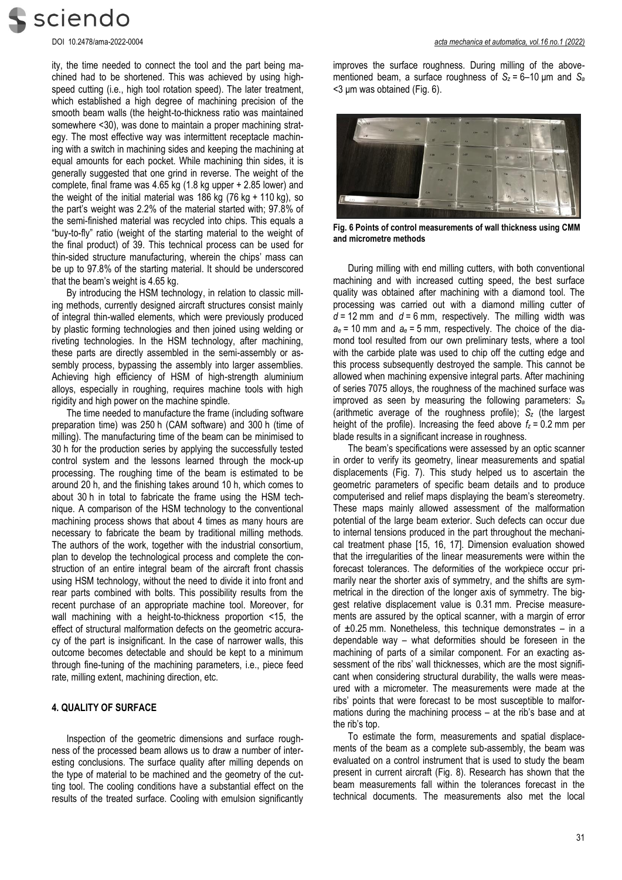ity, the time needed to connect the tool and the part being machined had to be shortened. This was achieved by using high-speed cutting (i.e., high tool rotation speed). The later treatment, which established a high degree of machining precision of the smooth beam walls (the height-to-thickness ratio was maintained somewhere <30), was done to maintain a proper machining strategy. The most effective way was intermittent receptacle machining with a switch in machining sides and keeping the machining at equal amounts for each pocket. While machining thin sides, it is generally suggested that one grind in reverse. The weight of the complete, final frame was 4.65 kg (1.8 kg upper + 2.85 lower) and the weight of the initial material was 186 kg (76 kg + 110 kg), so the part's weight was 2.2% of the material started with; 97.8% of the semi-finished material was recycled into chips. This equals a "buy-to-fly" ratio (weight of the starting material to the weight of the final product) of 39. This technical process can be used for thin-sided structure manufacturing, wherein the chips' mass can be up to 97.8% of the starting material. It should be underscored that the beam's weight is 4.65 kg.

By introducing the HSM technology, in relation to classic milling methods, currently designed aircraft structures consist mainly of integral thin-walled elements, which were previously produced by plastic forming technologies and then joined using welding or riveting technologies. In the HSM technology, after machining, these parts are directly assembled in the semi-assembly or assembly process, bypassing the assembly into larger assemblies. Achieving high efficiency of HSM of high-strength aluminium alloys, especially in roughing, requires machine tools with high rigidity and high power on the machine spindle.

The time needed to manufacture the frame (including software preparation time) was 250 h (CAM software) and 300 h (time of milling). The manufacturing time of the beam can be minimised to 30 h for the production series by applying the successfully tested control system and the lessons learned through the mock-up processing. The roughing time of the beam is estimated to be around 20 h, and the finishing takes around 10 h, which comes to about 30 h in total to fabricate the frame using the HSM technique. A comparison of the HSM technology to the conventional machining process shows that about 4 times as many hours are necessary to fabricate the beam by traditional milling methods. The authors of the work, together with the industrial consortium, plan to develop the technological process and complete the construction of an entire integral beam of the aircraft front chassis using HSM technology, without the need to divide it into front and rear parts combined with bolts. This possibility results from the recent purchase of an appropriate machine tool. Moreover, for wall machining with a height-to-thickness proportion <15, the effect of structural malformation defects on the geometric accuracy of the part is insignificant. In the case of narrower walls, this outcome becomes detectable and should be kept to a minimum through fine-tuning of the machining parameters, i.e., piece feed rate, milling extent, machining direction, etc.

## 4. QUALITY OF SURFACE

Inspection of the geometric dimensions and surface roughness of the processed beam allows us to draw a number of interesting conclusions. The surface quality after milling depends on the type of material to be machined and the geometry of the cutting tool. The cooling conditions have a substantial effect on the results of the treated surface. Cooling with emulsion significantly improves the surface roughness. During milling of the above-mentioned beam, a surface roughness of $S_z$ = 6–10 μm and $S_a$ <3 μm was obtained (Fig. 6).

**Fig. 6 Points of control measurements of wall thickness using CMM and micrometre methods**

During milling with end milling cutters, with both conventional machining and with increased cutting speed, the best surface quality was obtained after machining with a diamond tool. The processing was carried out with a diamond milling cutter of $d$ = 12 mm and $d$ = 6 mm, respectively. The milling width was $a_e$ = 10 mm and $a_e$ = 5 mm, respectively. The choice of the diamond tool resulted from our own preliminary tests, where a tool with the carbide plate was used to chip off the cutting edge and this process subsequently destroyed the sample. This cannot be allowed when machining expensive integral parts. After machining of series 7075 alloys, the roughness of the machined surface was improved as seen by measuring the following parameters: $S_a$ (arithmetic average of the roughness profile); $S_z$ (the largest height of the profile). Increasing the feed above $f_z$ = 0.2 mm per blade results in a significant increase in roughness.

The beam's specifications were assessed by an optic scanner in order to verify its geometry, linear measurements and spatial displacements (Fig. 7). This study helped us to ascertain the geometric parameters of specific beam details and to produce computerised and relief maps displaying the beam's stereometry. These maps mainly allowed assessment of the malformation potential of the large beam exterior. Such defects can occur due to internal tensions produced in the part throughout the mechanical treatment phase [15, 16, 17]. Dimension evaluation showed that the irregularities of the linear measurements were within the forecast tolerances. The deformities of the workpiece occur primarily near the shorter axis of symmetry, and the shifts are symmetrical in the direction of the longer axis of symmetry. The biggest relative displacement value is 0.31 mm. Precise measurements are assured by the optical scanner, with a margin of error of ±0.25 mm. Nonetheless, this technique demonstrates – in a dependable way – what deformities should be foreseen in the machining of parts of a similar component. For an exacting assessment of the ribs' wall thicknesses, which are the most significant when considering structural durability, the walls were measured with a micrometer. The measurements were made at the ribs' points that were forecast to be most susceptible to malformations during the machining process – at the rib's base and at the rib's top.

To estimate the form, measurements and spatial displacements of the beam as a complete sub-assembly, the beam was evaluated on a control instrument that is used to study the beam present in current aircraft (Fig. 8). Research has shown that the beam measurements fall within the tolerances forecast in the technical documents. The measurements also met the local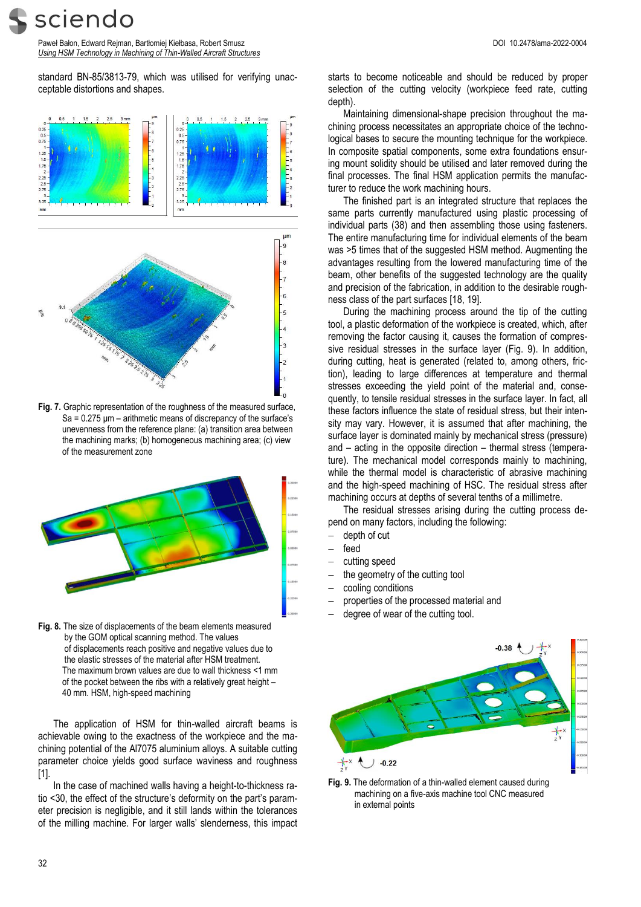standard BN-85/3813-79, which was utilised for verifying unacceptable distortions and shapes.

**Fig. 7.** Graphic representation of the roughness of the measured surface, Sa = 0.275 µm – arithmetic means of discrepancy of the surface's unevenness from the reference plane: (a) transition area between the machining marks; (b) homogeneous machining area; (c) view of the measurement zone

**Fig. 8.** The size of displacements of the beam elements measured by the GOM optical scanning method. The values of displacements reach positive and negative values due to the elastic stresses of the material after HSM treatment. The maximum brown values are due to wall thickness <1 mm of the pocket between the ribs with a relatively great height – 40 mm. HSM, high-speed machining

The application of HSM for thin-walled aircraft beams is achievable owing to the exactness of the workpiece and the machining potential of the Al7075 aluminium alloys. A suitable cutting parameter choice yields good surface waviness and roughness [1].

In the case of machined walls having a height-to-thickness ratio <30, the effect of the structure's deformity on the part's parameter precision is negligible, and it still lands within the tolerances of the milling machine. For larger walls' slenderness, this impact starts to become noticeable and should be reduced by proper selection of the cutting velocity (workpiece feed rate, cutting depth).

Maintaining dimensional-shape precision throughout the machining process necessitates an appropriate choice of the technological bases to secure the mounting technique for the workpiece. In composite spatial components, some extra foundations ensuring mount solidity should be utilised and later removed during the final processes. The final HSM application permits the manufacturer to reduce the work machining hours.

The finished part is an integrated structure that replaces the same parts currently manufactured using plastic processing of individual parts (38) and then assembling those using fasteners. The entire manufacturing time for individual elements of the beam was >5 times that of the suggested HSM method. Augmenting the advantages resulting from the lowered manufacturing time of the beam, other benefits of the suggested technology are the quality and precision of the fabrication, in addition to the desirable roughness class of the part surfaces [18, 19].

During the machining process around the tip of the cutting tool, a plastic deformation of the workpiece is created, which, after removing the factor causing it, causes the formation of compressive residual stresses in the surface layer (Fig. 9). In addition, during cutting, heat is generated (related to, among others, friction), leading to large differences at temperature and thermal stresses exceeding the yield point of the material and, consequently, to tensile residual stresses in the surface layer. In fact, all these factors influence the state of residual stress, but their intensity may vary. However, it is assumed that after machining, the surface layer is dominated mainly by mechanical stress (pressure) and – acting in the opposite direction – thermal stress (temperature). The mechanical model corresponds mainly to machining, while the thermal model is characteristic of abrasive machining and the high-speed machining of HSC. The residual stress after machining occurs at depths of several tenths of a millimetre.

The residual stresses arising during the cutting process depend on many factors, including the following:

- depth of cut
- feed
- cutting speed
- the geometry of the cutting tool
- cooling conditions
- properties of the processed material and
- degree of wear of the cutting tool.

**Fig. 9.** The deformation of a thin-walled element caused during machining on a five-axis machine tool CNC measured in external points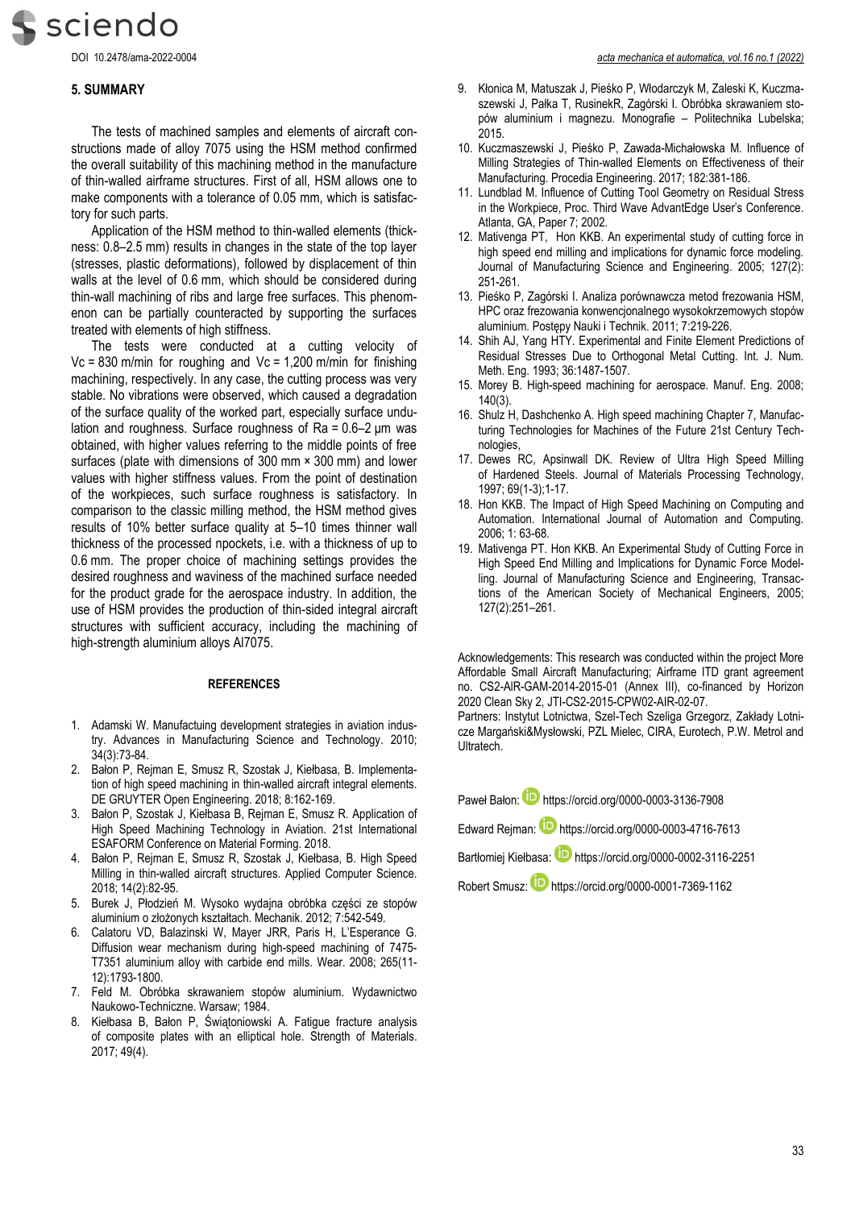## 5. SUMMARY

The tests of machined samples and elements of aircraft constructions made of alloy 7075 using the HSM method confirmed the overall suitability of this machining method in the manufacture of thin-walled airframe structures. First of all, HSM allows one to make components with a tolerance of 0.05 mm, which is satisfactory for such parts.

Application of the HSM method to thin-walled elements (thickness: 0.8–2.5 mm) results in changes in the state of the top layer (stresses, plastic deformations), followed by displacement of thin walls at the level of 0.6 mm, which should be considered during thin-wall machining of ribs and large free surfaces. This phenomenon can be partially counteracted by supporting the surfaces treated with elements of high stiffness.

The tests were conducted at a cutting velocity of $V_c$ = 830 m/min for roughing and $V_c$ = 1,200 m/min for finishing machining, respectively. In any case, the cutting process was very stable. No vibrations were observed, which caused a degradation of the surface quality of the worked part, especially surface undulation and roughness. Surface roughness of Ra = 0.6–2 μm was obtained, with higher values referring to the middle points of free surfaces (plate with dimensions of 300 mm × 300 mm) and lower values with higher stiffness values. From the point of destination of the workpieces, such surface roughness is satisfactory. In comparison to the classic milling method, the HSM method gives results of 10% better surface quality at 5–10 times thinner wall thickness of the processed npockets, i.e. with a thickness of up to 0.6 mm. The proper choice of machining settings provides the desired roughness and waviness of the machined surface needed for the product grade for the aerospace industry. In addition, the use of HSM provides the production of thin-sided integral aircraft structures with sufficient accuracy, including the machining of high-strength aluminium alloys Al7075.

## REFERENCES

1. Adamski W. Manufactuing development strategies in aviation industry. Advances in Manufacturing Science and Technology. 2010; 34(3):73-84.
2. Bałon P, Rejman E, Smusz R, Szostak J, Kiełbasa, B. Implementation of high speed machining in thin-walled aircraft integral elements. DE GRUYTER Open Engineering. 2018; 8:162-169.
3. Bałon P, Szostak J, Kiełbasa B, Rejman E, Smusz R. Application of High Speed Machining Technology in Aviation. 21st International ESAFORM Conference on Material Forming. 2018.
4. Bałon P, Rejman E, Smusz R, Szostak J, Kiełbasa, B. High Speed Milling in thin-walled aircraft structures. Applied Computer Science. 2018; 14(2):82-95.
5. Burek J, Płodzień M. Wysoko wydajna obróbka części ze stopów aluminium o złożonych kształtach. Mechanik. 2012; 7:542-549.
6. Calatoru VD, Balazinski W, Mayer JRR, Paris H, L'Esperance G. Diffusion wear mechanism during high-speed machining of 7475-T7351 aluminium alloy with carbide end mills. Wear. 2008; 265(11-12):1793-1800.
7. Feld M. Obróbka skrawaniem stopów aluminium. Wydawnictwo Naukowo-Techniczne. Warsaw; 1984.
8. Kiełbasa B, Bałon P, Świątoniowski A. Fatigue fracture analysis of composite plates with an elliptical hole. Strength of Materials. 2017; 49(4).
9. Kłonica M, Matuszak J, Pieśko P, Włodarczyk M, Zaleski K, Kuczmaszewski J, Pałka T, RusinekR, Zagórski I. Obróbka skrawaniem stopów aluminium i magnezu. Monografie – Politechnika Lubelska; 2015.
10. Kuczmaszewski J, Pieśko P, Zawada-Michałowska M. Influence of Milling Strategies of Thin-walled Elements on Effectiveness of their Manufacturing. Procedia Engineering. 2017; 182:381-186.
11. Lundblad M. Influence of Cutting Tool Geometry on Residual Stress in the Workpiece, Proc. Third Wave AdvantEdge User's Conference. Atlanta, GA, Paper 7; 2002.
12. Mativenga PT, Hon KKB. An experimental study of cutting force in high speed end milling and implications for dynamic force modeling. Journal of Manufacturing Science and Engineering. 2005; 127(2): 251-261.
13. Pieśko P, Zagórski I. Analiza porównawcza metod frezowania HSM, HPC oraz frezowania konwencjonalnego wysokokrzemowych stopów aluminium. Postępy Nauki i Technik. 2011; 7:219-226.
14. Shih AJ, Yang HTY. Experimental and Finite Element Predictions of Residual Stresses Due to Orthogonal Metal Cutting. Int. J. Num. Meth. Eng. 1993; 36:1487-1507.
15. Morey B. High-speed machining for aerospace. Manuf. Eng. 2008; 140(3).
16. Shulz H, Dashchenko A. High speed machining Chapter 7, Manufacturing Technologies for Machines of the Future 21st Century Technologies,
17. Dewes RC, Apsinwall DK. Review of Ultra High Speed Milling of Hardened Steels. Journal of Materials Processing Technology, 1997; 69(1-3);1-17.
18. Hon KKB. The Impact of High Speed Machining on Computing and Automation. International Journal of Automation and Computing. 2006; 1: 63-68.
19. Mativenga PT. Hon KKB. An Experimental Study of Cutting Force in High Speed End Milling and Implications for Dynamic Force Modelling. Journal of Manufacturing Science and Engineering, Transactions of the American Society of Mechanical Engineers, 2005; 127(2):251–261.

Acknowledgements: This research was conducted within the project More Affordable Small Aircraft Manufacturing; Airframe ITD grant agreement no. CS2-AIR-GAM-2014-2015-01 (Annex III), co-financed by Horizon 2020 Clean Sky 2, JTI-CS2-2015-CPW02-AIR-02-07.
Partners: Instytut Lotnictwa, Szel-Tech Szeliga Grzegorz, Zakłady Lotnicze Margański&Mysłowski, PZL Mielec, CIRA, Eurotech, P.W. Metrol and Ultratech.

Paweł Bałon: https://orcid.org/0000-0003-3136-7908

Edward Rejman: https://orcid.org/0000-0003-4716-7613

Bartłomiej Kiełbasa: https://orcid.org/0000-0002-3116-2251

Robert Smusz: https://orcid.org/0000-0001-7369-1162